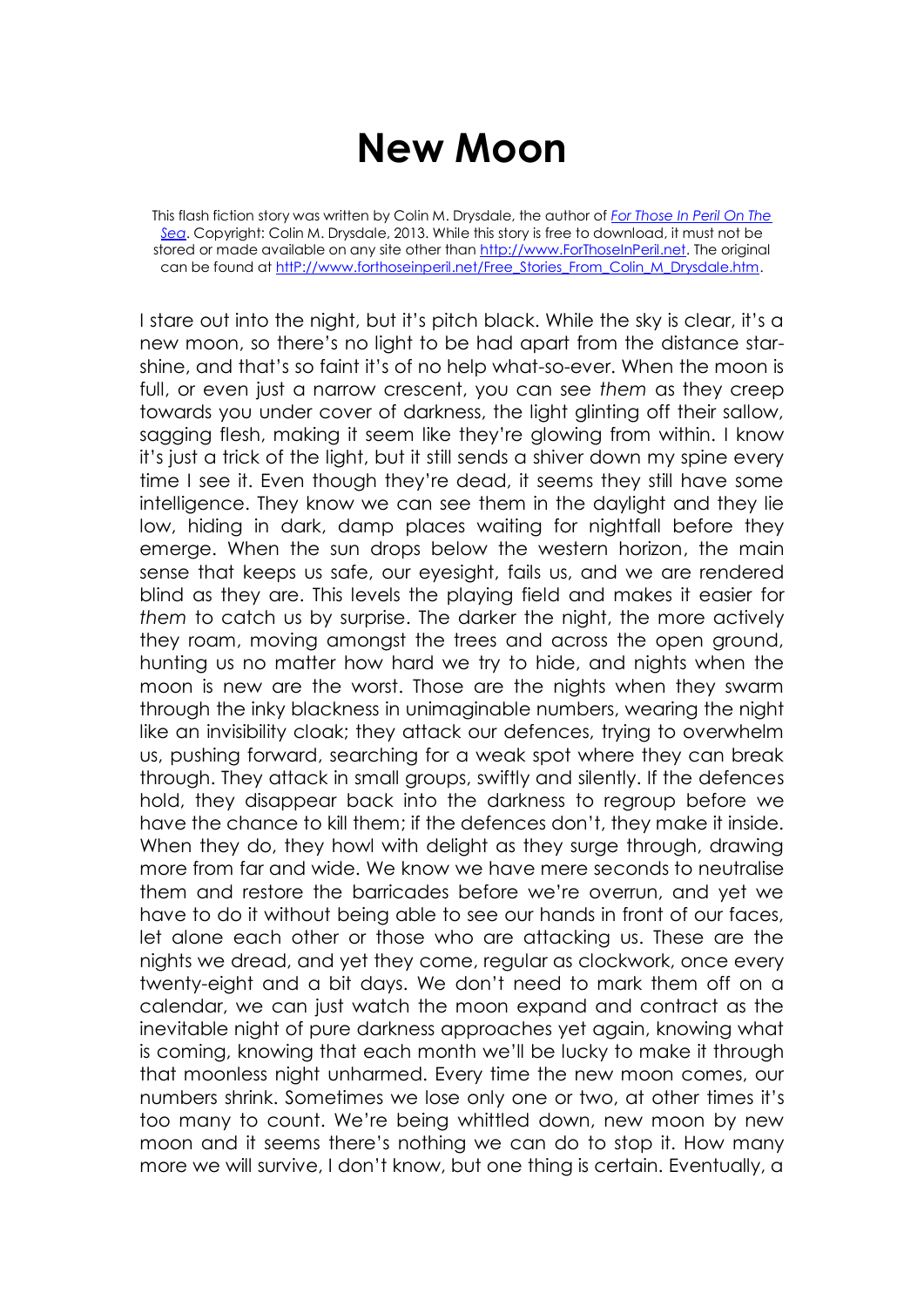# New Moon

This flash fiction story was written by Colin M. Drysdale, the author of *[For Those In Peril On The Sea](http://www.ForThoseInPeril.net)*. Copyright: Colin M. Drysdale, 2013. While this story is free to download, it must not be stored or made available on any site other than [http://www.ForThoseInPeril.net](http://www.ForThoseInPeril.net). The original can be found at [httP://www.forthoseinperil.net/Free_Stories_From_Colin_M_Drysdale.htm](httP://www.forthoseinperil.net/Free_Stories_From_Colin_M_Drysdale.htm).

I stare out into the night, but it's pitch black. While the sky is clear, it's a new moon, so there's no light to be had apart from the distance star-shine, and that's so faint it's of no help what-so-ever. When the moon is full, or even just a narrow crescent, you can see *them* as they creep towards you under cover of darkness, the light glinting off their sallow, sagging flesh, making it seem like they're glowing from within. I know it's just a trick of the light, but it still sends a shiver down my spine every time I see it. Even though they're dead, it seems they still have some intelligence. They know we can see them in the daylight and they lie low, hiding in dark, damp places waiting for nightfall before they emerge. When the sun drops below the western horizon, the main sense that keeps us safe, our eyesight, fails us, and we are rendered blind as they are. This levels the playing field and makes it easier for *them* to catch us by surprise. The darker the night, the more actively they roam, moving amongst the trees and across the open ground, hunting us no matter how hard we try to hide, and nights when the moon is new are the worst. Those are the nights when they swarm through the inky blackness in unimaginable numbers, wearing the night like an invisibility cloak; they attack our defences, trying to overwhelm us, pushing forward, searching for a weak spot where they can break through. They attack in small groups, swiftly and silently. If the defences hold, they disappear back into the darkness to regroup before we have the chance to kill them; if the defences don't, they make it inside. When they do, they howl with delight as they surge through, drawing more from far and wide. We know we have mere seconds to neutralise them and restore the barricades before we're overrun, and yet we have to do it without being able to see our hands in front of our faces, let alone each other or those who are attacking us. These are the nights we dread, and yet they come, regular as clockwork, once every twenty-eight and a bit days. We don't need to mark them off on a calendar, we can just watch the moon expand and contract as the inevitable night of pure darkness approaches yet again, knowing what is coming, knowing that each month we'll be lucky to make it through that moonless night unharmed. Every time the new moon comes, our numbers shrink. Sometimes we lose only one or two, at other times it's too many to count. We're being whittled down, new moon by new moon and it seems there's nothing we can do to stop it. How many more we will survive, I don't know, but one thing is certain. Eventually, a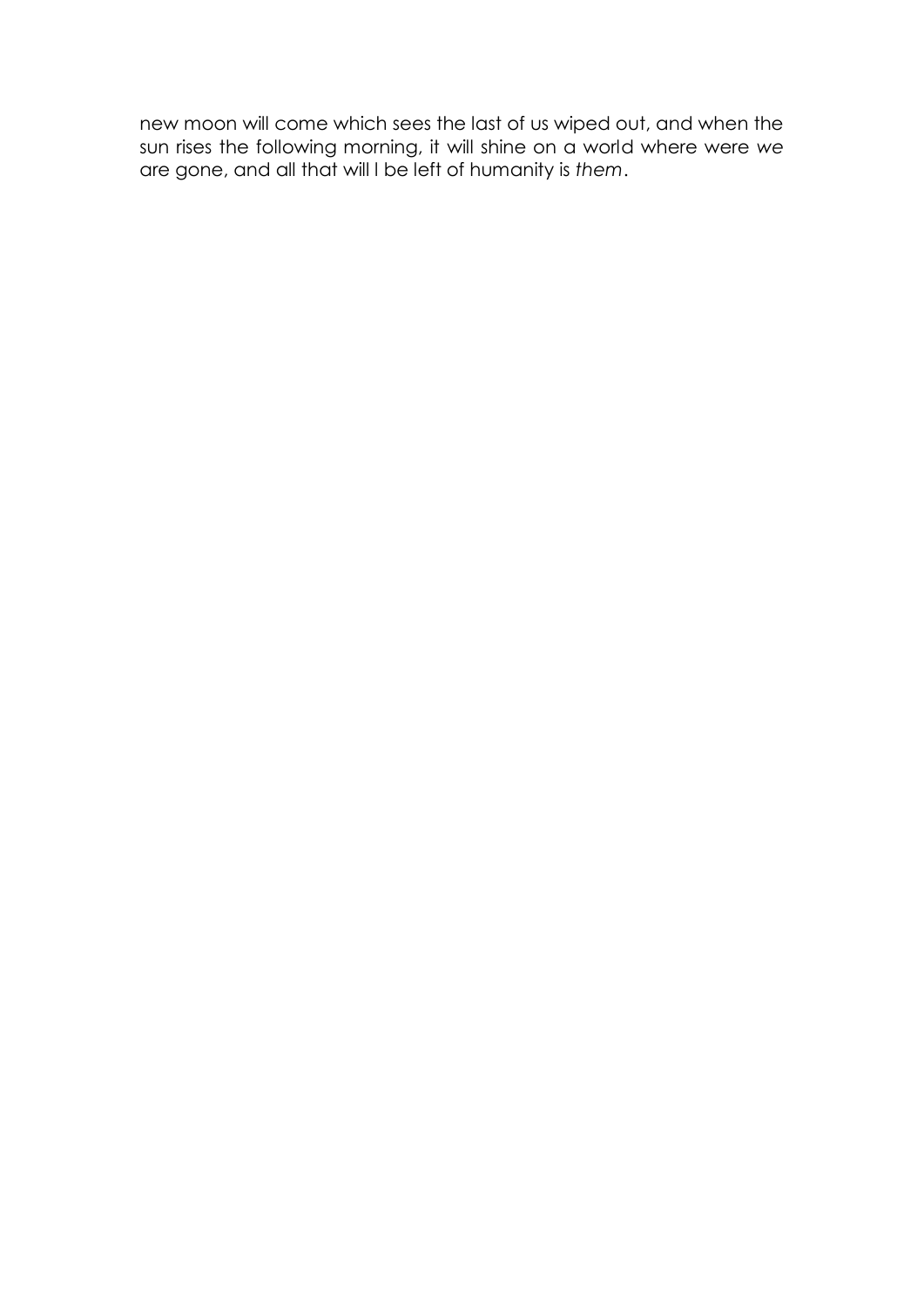new moon will come which sees the last of us wiped out, and when the sun rises the following morning, it will shine on a world where were *we* are gone, and all that will l be left of humanity is *them*.